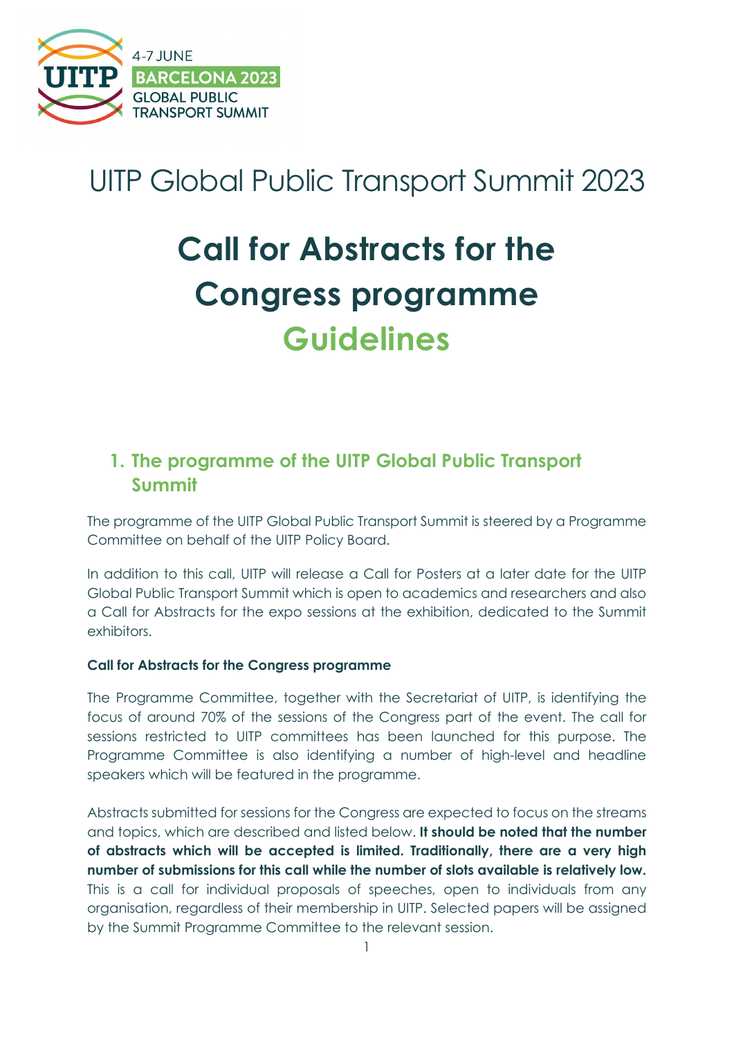4-7 JUNE
BARCELONA 2023
GLOBAL PUBLIC TRANSPORT SUMMIT

# UITP Global Public Transport Summit 2023

# Call for Abstracts for the Congress programme Guidelines

## 1. The programme of the UITP Global Public Transport Summit

The programme of the UITP Global Public Transport Summit is steered by a Programme Committee on behalf of the UITP Policy Board.

In addition to this call, UITP will release a Call for Posters at a later date for the UITP Global Public Transport Summit which is open to academics and researchers and also a Call for Abstracts for the expo sessions at the exhibition, dedicated to the Summit exhibitors.

**Call for Abstracts for the Congress programme**

The Programme Committee, together with the Secretariat of UITP, is identifying the focus of around 70% of the sessions of the Congress part of the event. The call for sessions restricted to UITP committees has been launched for this purpose. The Programme Committee is also identifying a number of high-level and headline speakers which will be featured in the programme.

Abstracts submitted for sessions for the Congress are expected to focus on the streams and topics, which are described and listed below. **It should be noted that the number of abstracts which will be accepted is limited. Traditionally, there are a very high number of submissions for this call while the number of slots available is relatively low.** This is a call for individual proposals of speeches, open to individuals from any organisation, regardless of their membership in UITP. Selected papers will be assigned by the Summit Programme Committee to the relevant session.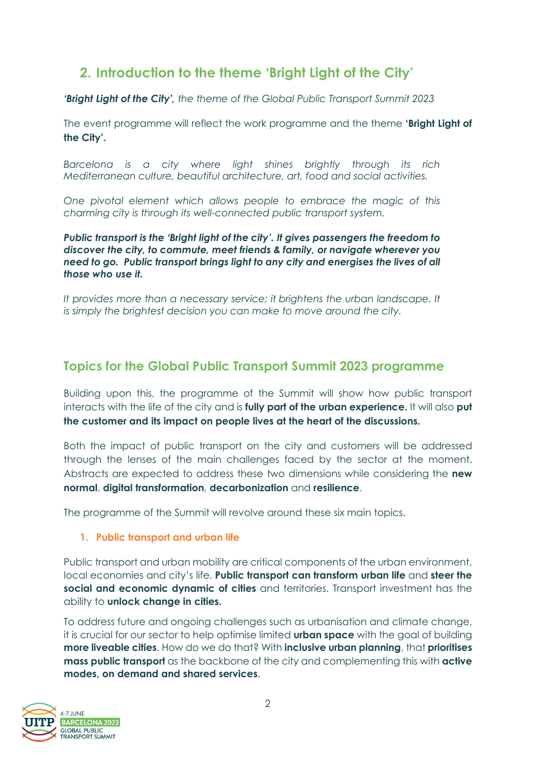## 2. Introduction to the theme 'Bright Light of the City'

***'Bright Light of the City',*** *the theme of the Global Public Transport Summit 2023*

The event programme will reflect the work programme and the theme **'Bright Light of the City'.**

*Barcelona is a city where light shines brightly through its rich Mediterranean culture, beautiful architecture, art, food and social activities.*

*One pivotal element which allows people to embrace the magic of this charming city is through its well-connected public transport system.*

***Public transport is the 'Bright light of the city'. It gives passengers the freedom to discover the city, to commute, meet friends & family, or navigate wherever you need to go. Public transport brings light to any city and energises the lives of all those who use it.***

*It provides more than a necessary service; it brightens the urban landscape. It is simply the brightest decision you can make to move around the city.*

## Topics for the Global Public Transport Summit 2023 programme

Building upon this, the programme of the Summit will show how public transport interacts with the life of the city and is **fully part of the urban experience.** It will also **put the customer and its impact on people lives at the heart of the discussions.**

Both the impact of public transport on the city and customers will be addressed through the lenses of the main challenges faced by the sector at the moment. Abstracts are expected to address these two dimensions while considering the **new normal**, **digital transformation**, **decarbonization** and **resilience**.

The programme of the Summit will revolve around these six main topics.

### 1. Public transport and urban life

Public transport and urban mobility are critical components of the urban environment, local economies and city's life. **Public transport can transform urban life** and **steer the social and economic dynamic of cities** and territories. Transport investment has the ability to **unlock change in cities.**

To address future and ongoing challenges such as urbanisation and climate change, it is crucial for our sector to help optimise limited **urban space** with the goal of building **more liveable cities**. How do we do that? With **inclusive urban planning**, that **prioritises mass public transport** as the backbone of the city and complementing this with **active modes, on demand and shared services**.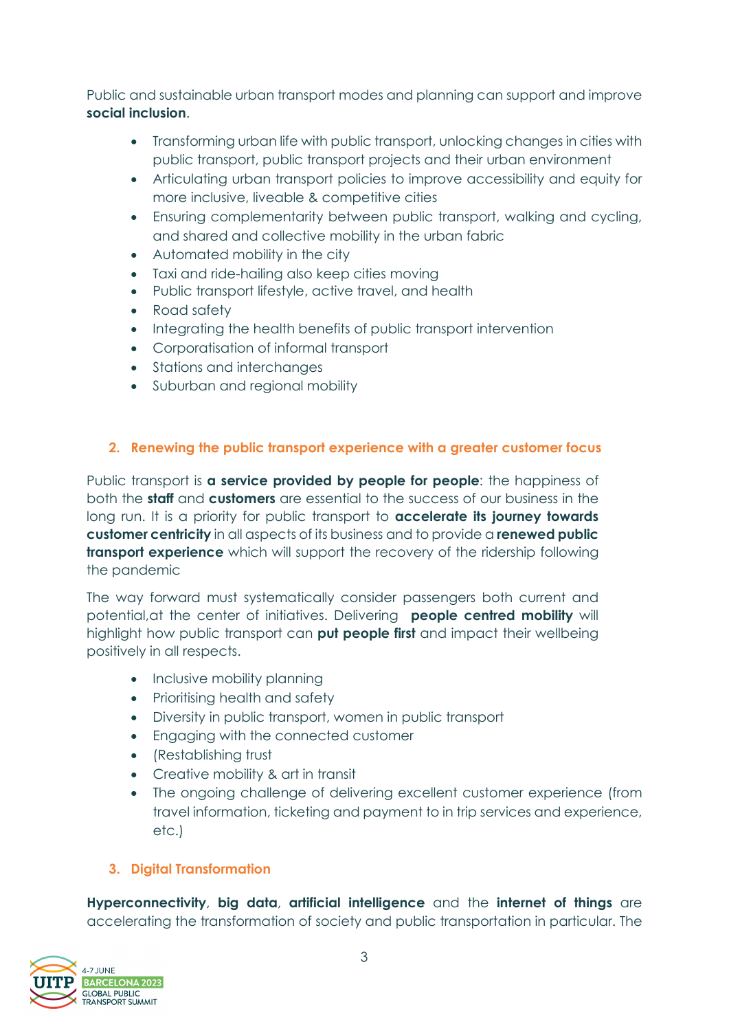Public and sustainable urban transport modes and planning can support and improve **social inclusion**.

- Transforming urban life with public transport, unlocking changes in cities with public transport, public transport projects and their urban environment
- Articulating urban transport policies to improve accessibility and equity for more inclusive, liveable & competitive cities
- Ensuring complementarity between public transport, walking and cycling, and shared and collective mobility in the urban fabric
- Automated mobility in the city
- Taxi and ride-hailing also keep cities moving
- Public transport lifestyle, active travel, and health
- Road safety
- Integrating the health benefits of public transport intervention
- Corporatisation of informal transport
- Stations and interchanges
- Suburban and regional mobility

## 2. Renewing the public transport experience with a greater customer focus

Public transport is **a service provided by people for people**: the happiness of both the **staff** and **customers** are essential to the success of our business in the long run. It is a priority for public transport to **accelerate its journey towards customer centricity** in all aspects of its business and to provide a **renewed public transport experience** which will support the recovery of the ridership following the pandemic

The way forward must systematically consider passengers both current and potential,at the center of initiatives. Delivering **people centred mobility** will highlight how public transport can **put people first** and impact their wellbeing positively in all respects.

- Inclusive mobility planning
- Prioritising health and safety
- Diversity in public transport, women in public transport
- Engaging with the connected customer
- (Restablishing trust
- Creative mobility & art in transit
- The ongoing challenge of delivering excellent customer experience (from travel information, ticketing and payment to in trip services and experience, etc.)

## 3. Digital Transformation

**Hyperconnectivity**, **big data**, **artificial intelligence** and the **internet of things** are accelerating the transformation of society and public transportation in particular. The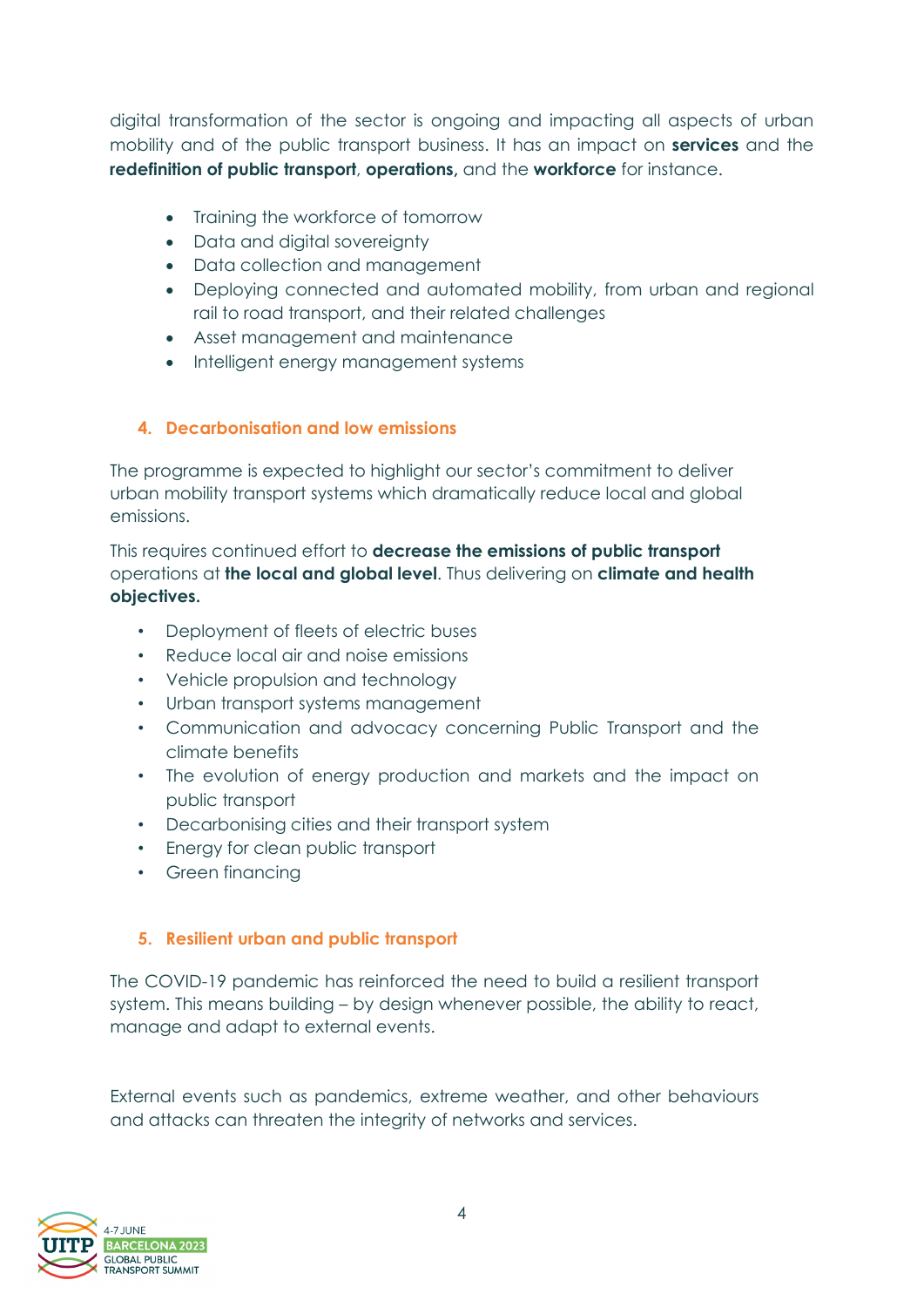digital transformation of the sector is ongoing and impacting all aspects of urban mobility and of the public transport business. It has an impact on **services** and the **redefinition of public transport**, **operations,** and the **workforce** for instance.

- Training the workforce of tomorrow
- Data and digital sovereignty
- Data collection and management
- Deploying connected and automated mobility, from urban and regional rail to road transport, and their related challenges
- Asset management and maintenance
- Intelligent energy management systems

## 4. Decarbonisation and low emissions

The programme is expected to highlight our sector's commitment to deliver urban mobility transport systems which dramatically reduce local and global emissions.

This requires continued effort to **decrease the emissions of public transport** operations at **the local and global level**. Thus delivering on **climate and health objectives.**

- Deployment of fleets of electric buses
- Reduce local air and noise emissions
- Vehicle propulsion and technology
- Urban transport systems management
- Communication and advocacy concerning Public Transport and the climate benefits
- The evolution of energy production and markets and the impact on public transport
- Decarbonising cities and their transport system
- Energy for clean public transport
- Green financing

## 5. Resilient urban and public transport

The COVID-19 pandemic has reinforced the need to build a resilient transport system. This means building – by design whenever possible, the ability to react, manage and adapt to external events.

External events such as pandemics, extreme weather, and other behaviours and attacks can threaten the integrity of networks and services.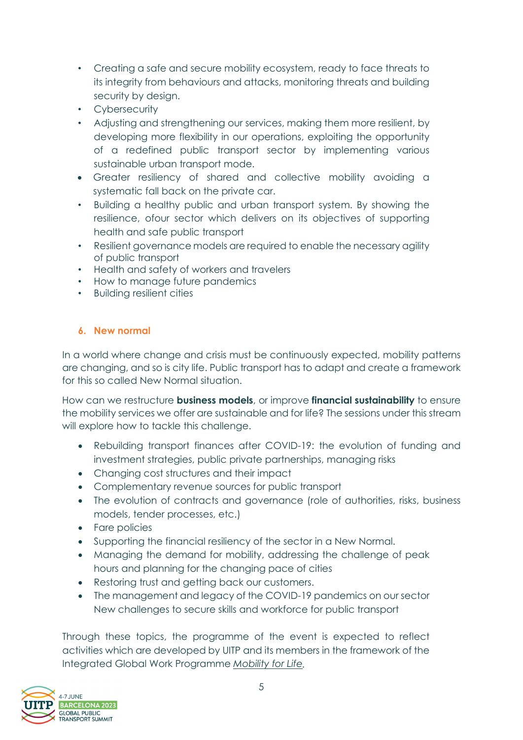- Creating a safe and secure mobility ecosystem, ready to face threats to its integrity from behaviours and attacks, monitoring threats and building security by design.
- Cybersecurity
- Adjusting and strengthening our services, making them more resilient, by developing more flexibility in our operations, exploiting the opportunity of a redefined public transport sector by implementing various sustainable urban transport mode.
- Greater resiliency of shared and collective mobility avoiding a systematic fall back on the private car.
- Building a healthy public and urban transport system. By showing the resilience, ofour sector which delivers on its objectives of supporting health and safe public transport
- Resilient governance models are required to enable the necessary agility of public transport
- Health and safety of workers and travelers
- How to manage future pandemics
- Building resilient cities

## 6. New normal

In a world where change and crisis must be continuously expected, mobility patterns are changing, and so is city life. Public transport has to adapt and create a framework for this so called New Normal situation.

How can we restructure **business models**, or improve **financial sustainability** to ensure the mobility services we offer are sustainable and for life? The sessions under this stream will explore how to tackle this challenge.

- Rebuilding transport finances after COVID-19: the evolution of funding and investment strategies, public private partnerships, managing risks
- Changing cost structures and their impact
- Complementary revenue sources for public transport
- The evolution of contracts and governance (role of authorities, risks, business models, tender processes, etc.)
- Fare policies
- Supporting the financial resiliency of the sector in a New Normal.
- Managing the demand for mobility, addressing the challenge of peak hours and planning for the changing pace of cities
- Restoring trust and getting back our customers.
- The management and legacy of the COVID-19 pandemics on our sector New challenges to secure skills and workforce for public transport

Through these topics, the programme of the event is expected to reflect activities which are developed by UITP and its members in the framework of the Integrated Global Work Programme *Mobility for Life*.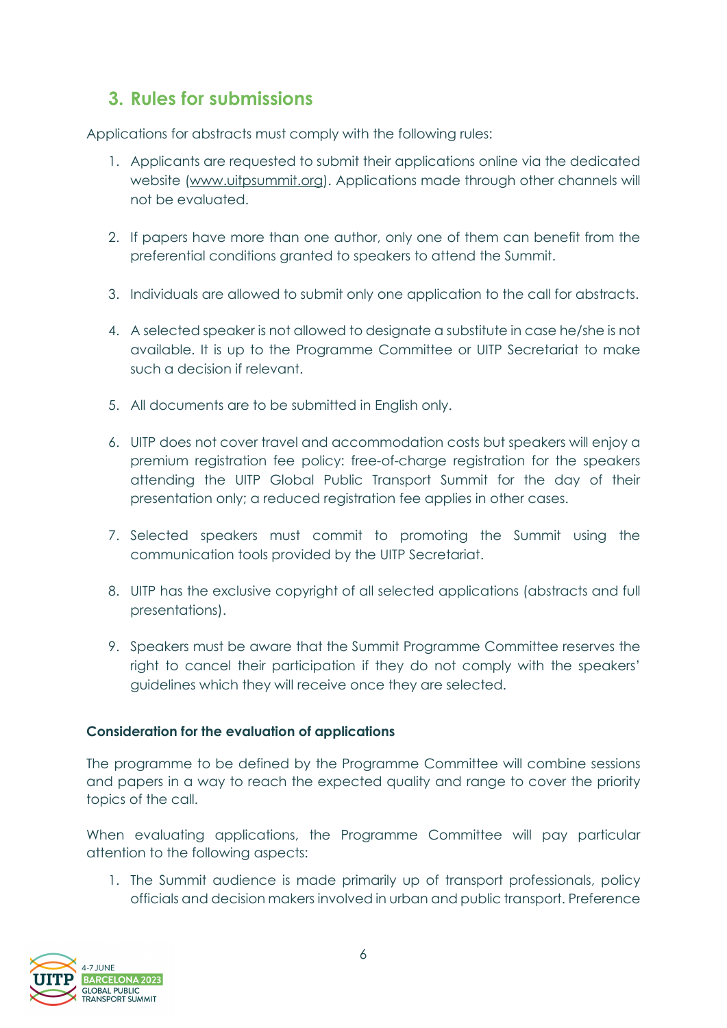## 3. Rules for submissions

Applications for abstracts must comply with the following rules:

1. Applicants are requested to submit their applications online via the dedicated website (www.uitpsummit.org). Applications made through other channels will not be evaluated.

2. If papers have more than one author, only one of them can benefit from the preferential conditions granted to speakers to attend the Summit.

3. Individuals are allowed to submit only one application to the call for abstracts.

4. A selected speaker is not allowed to designate a substitute in case he/she is not available. It is up to the Programme Committee or UITP Secretariat to make such a decision if relevant.

5. All documents are to be submitted in English only.

6. UITP does not cover travel and accommodation costs but speakers will enjoy a premium registration fee policy: free-of-charge registration for the speakers attending the UITP Global Public Transport Summit for the day of their presentation only; a reduced registration fee applies in other cases.

7. Selected speakers must commit to promoting the Summit using the communication tools provided by the UITP Secretariat.

8. UITP has the exclusive copyright of all selected applications (abstracts and full presentations).

9. Speakers must be aware that the Summit Programme Committee reserves the right to cancel their participation if they do not comply with the speakers' guidelines which they will receive once they are selected.

**Consideration for the evaluation of applications**

The programme to be defined by the Programme Committee will combine sessions and papers in a way to reach the expected quality and range to cover the priority topics of the call.

When evaluating applications, the Programme Committee will pay particular attention to the following aspects:

1. The Summit audience is made primarily up of transport professionals, policy officials and decision makers involved in urban and public transport. Preference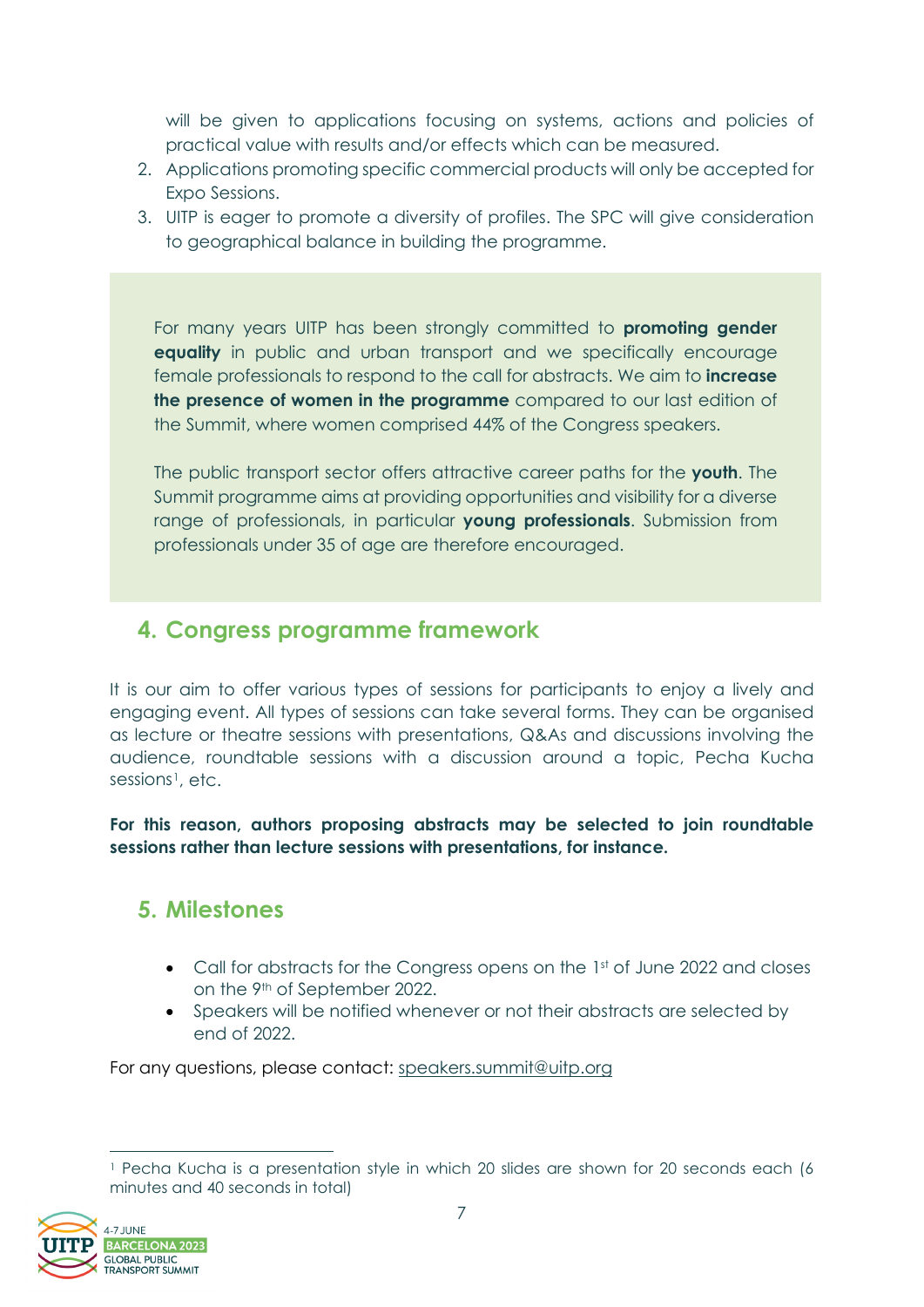will be given to applications focusing on systems, actions and policies of practical value with results and/or effects which can be measured.

2. Applications promoting specific commercial products will only be accepted for Expo Sessions.
3. UITP is eager to promote a diversity of profiles. The SPC will give consideration to geographical balance in building the programme.

For many years UITP has been strongly committed to **promoting gender equality** in public and urban transport and we specifically encourage female professionals to respond to the call for abstracts. We aim to **increase the presence of women in the programme** compared to our last edition of the Summit, where women comprised 44% of the Congress speakers.

The public transport sector offers attractive career paths for the **youth**. The Summit programme aims at providing opportunities and visibility for a diverse range of professionals, in particular **young professionals**. Submission from professionals under 35 of age are therefore encouraged.

## 4. Congress programme framework

It is our aim to offer various types of sessions for participants to enjoy a lively and engaging event. All types of sessions can take several forms. They can be organised as lecture or theatre sessions with presentations, Q&As and discussions involving the audience, roundtable sessions with a discussion around a topic, Pecha Kucha sessions[1], etc.

**For this reason, authors proposing abstracts may be selected to join roundtable sessions rather than lecture sessions with presentations, for instance.**

## 5. Milestones

- Call for abstracts for the Congress opens on the 1st of June 2022 and closes on the 9th of September 2022.
- Speakers will be notified whenever or not their abstracts are selected by end of 2022.

For any questions, please contact: speakers.summit@uitp.org

[1] Pecha Kucha is a presentation style in which 20 slides are shown for 20 seconds each (6 minutes and 40 seconds in total)